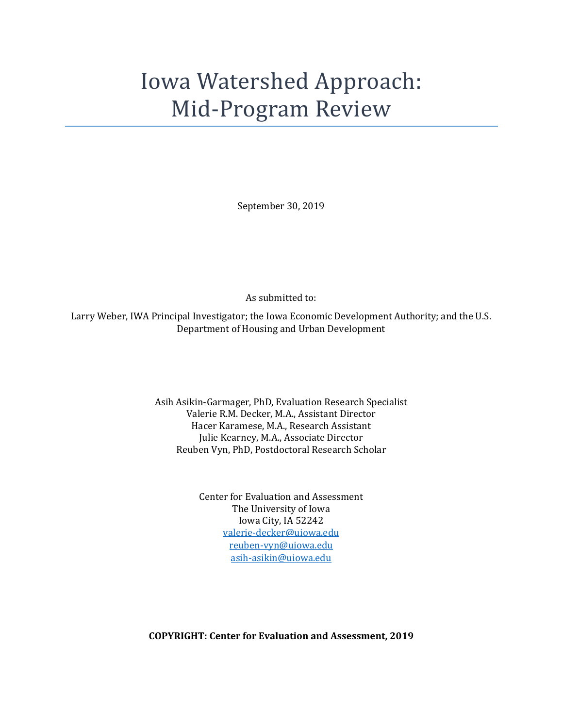# Iowa Watershed Approach: Mid-Program Review

September 30, 2019

As submitted to:

Larry Weber, IWA Principal Investigator; the Iowa Economic Development Authority; and the U.S. Department of Housing and Urban Development

Asih Asikin-Garmager, PhD, Evaluation Research Specialist
Valerie R.M. Decker, M.A., Assistant Director
Hacer Karamese, M.A., Research Assistant
Julie Kearney, M.A., Associate Director
Reuben Vyn, PhD, Postdoctoral Research Scholar

Center for Evaluation and Assessment
The University of Iowa
Iowa City, IA 52242
valerie-decker@uiowa.edu
reuben-vyn@uiowa.edu
asih-asikin@uiowa.edu

**COPYRIGHT: Center for Evaluation and Assessment, 2019**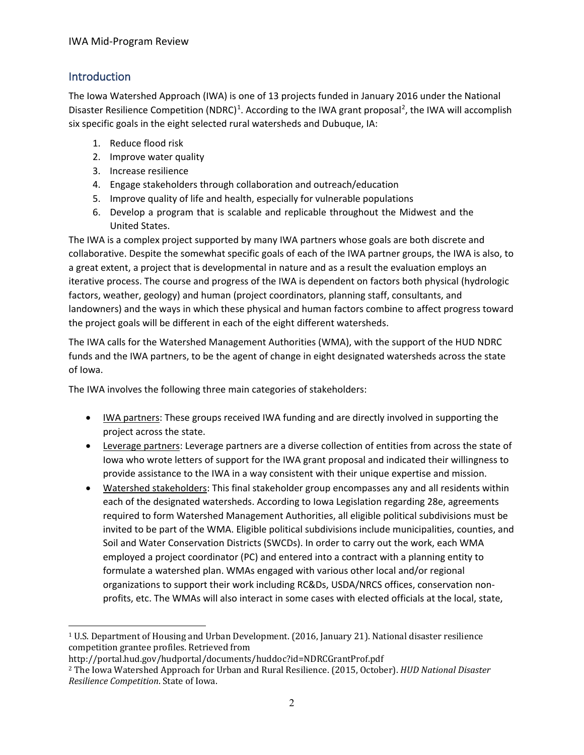## Introduction

The Iowa Watershed Approach (IWA) is one of 13 projects funded in January 2016 under the National Disaster Resilience Competition (NDRC)[1]. According to the IWA grant proposal[2], the IWA will accomplish six specific goals in the eight selected rural watersheds and Dubuque, IA:

1. Reduce flood risk
2. Improve water quality
3. Increase resilience
4. Engage stakeholders through collaboration and outreach/education
5. Improve quality of life and health, especially for vulnerable populations
6. Develop a program that is scalable and replicable throughout the Midwest and the United States.

The IWA is a complex project supported by many IWA partners whose goals are both discrete and collaborative. Despite the somewhat specific goals of each of the IWA partner groups, the IWA is also, to a great extent, a project that is developmental in nature and as a result the evaluation employs an iterative process. The course and progress of the IWA is dependent on factors both physical (hydrologic factors, weather, geology) and human (project coordinators, planning staff, consultants, and landowners) and the ways in which these physical and human factors combine to affect progress toward the project goals will be different in each of the eight different watersheds.

The IWA calls for the Watershed Management Authorities (WMA), with the support of the HUD NDRC funds and the IWA partners, to be the agent of change in eight designated watersheds across the state of Iowa.

The IWA involves the following three main categories of stakeholders:

- IWA partners: These groups received IWA funding and are directly involved in supporting the project across the state.
- Leverage partners: Leverage partners are a diverse collection of entities from across the state of Iowa who wrote letters of support for the IWA grant proposal and indicated their willingness to provide assistance to the IWA in a way consistent with their unique expertise and mission.
- Watershed stakeholders: This final stakeholder group encompasses any and all residents within each of the designated watersheds. According to Iowa Legislation regarding 28e, agreements required to form Watershed Management Authorities, all eligible political subdivisions must be invited to be part of the WMA. Eligible political subdivisions include municipalities, counties, and Soil and Water Conservation Districts (SWCDs). In order to carry out the work, each WMA employed a project coordinator (PC) and entered into a contract with a planning entity to formulate a watershed plan. WMAs engaged with various other local and/or regional organizations to support their work including RC&Ds, USDA/NRCS offices, conservation non-profits, etc. The WMAs will also interact in some cases with elected officials at the local, state,

---

[1] U.S. Department of Housing and Urban Development. (2016, January 21). National disaster resilience competition grantee profiles. Retrieved from http://portal.hud.gov/hudportal/documents/huddoc?id=NDRCGrantProf.pdf

[2] The Iowa Watershed Approach for Urban and Rural Resilience. (2015, October). *HUD National Disaster Resilience Competition*. State of Iowa.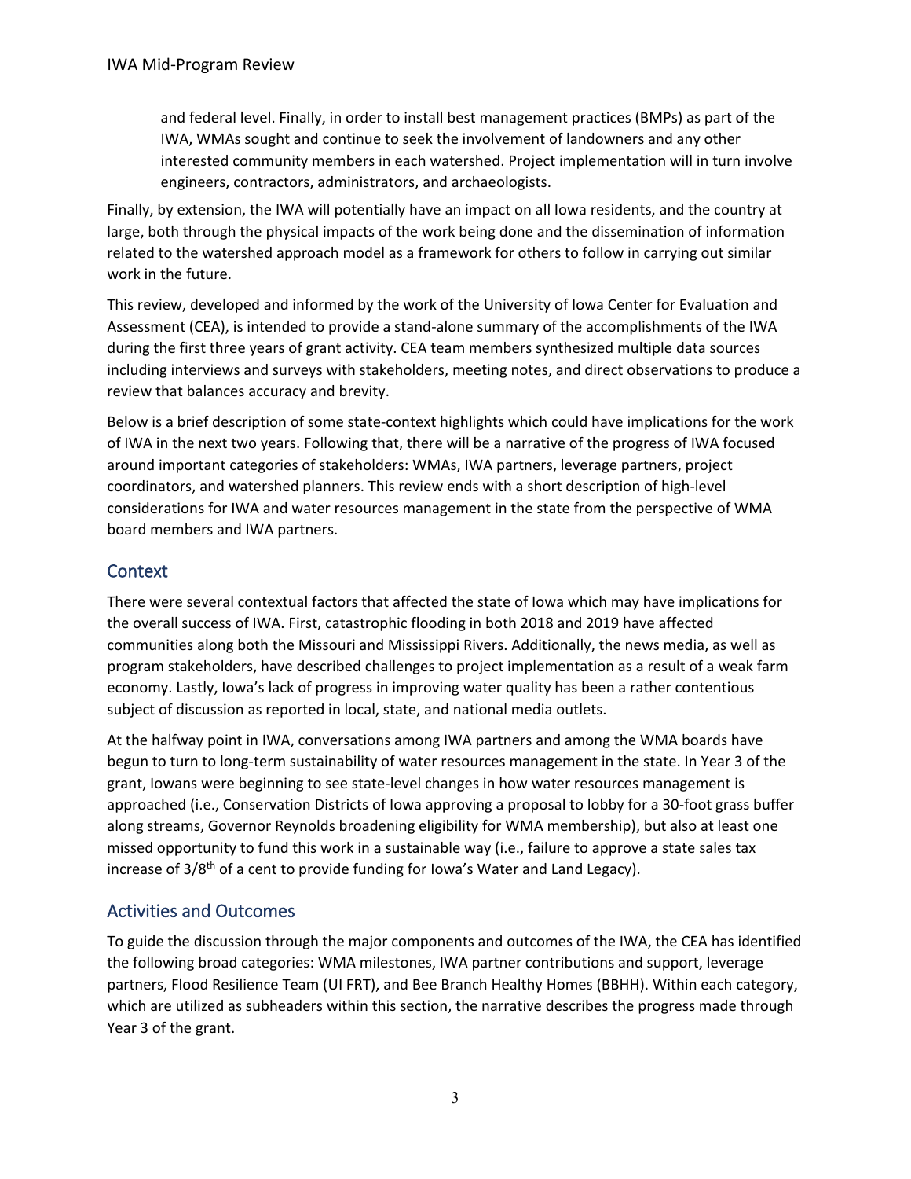and federal level. Finally, in order to install best management practices (BMPs) as part of the IWA, WMAs sought and continue to seek the involvement of landowners and any other interested community members in each watershed. Project implementation will in turn involve engineers, contractors, administrators, and archaeologists.

Finally, by extension, the IWA will potentially have an impact on all Iowa residents, and the country at large, both through the physical impacts of the work being done and the dissemination of information related to the watershed approach model as a framework for others to follow in carrying out similar work in the future.

This review, developed and informed by the work of the University of Iowa Center for Evaluation and Assessment (CEA), is intended to provide a stand-alone summary of the accomplishments of the IWA during the first three years of grant activity. CEA team members synthesized multiple data sources including interviews and surveys with stakeholders, meeting notes, and direct observations to produce a review that balances accuracy and brevity.

Below is a brief description of some state-context highlights which could have implications for the work of IWA in the next two years. Following that, there will be a narrative of the progress of IWA focused around important categories of stakeholders: WMAs, IWA partners, leverage partners, project coordinators, and watershed planners. This review ends with a short description of high-level considerations for IWA and water resources management in the state from the perspective of WMA board members and IWA partners.

## Context

There were several contextual factors that affected the state of Iowa which may have implications for the overall success of IWA. First, catastrophic flooding in both 2018 and 2019 have affected communities along both the Missouri and Mississippi Rivers. Additionally, the news media, as well as program stakeholders, have described challenges to project implementation as a result of a weak farm economy. Lastly, Iowa's lack of progress in improving water quality has been a rather contentious subject of discussion as reported in local, state, and national media outlets.

At the halfway point in IWA, conversations among IWA partners and among the WMA boards have begun to turn to long-term sustainability of water resources management in the state. In Year 3 of the grant, Iowans were beginning to see state-level changes in how water resources management is approached (i.e., Conservation Districts of Iowa approving a proposal to lobby for a 30-foot grass buffer along streams, Governor Reynolds broadening eligibility for WMA membership), but also at least one missed opportunity to fund this work in a sustainable way (i.e., failure to approve a state sales tax increase of 3/8th of a cent to provide funding for Iowa's Water and Land Legacy).

## Activities and Outcomes

To guide the discussion through the major components and outcomes of the IWA, the CEA has identified the following broad categories: WMA milestones, IWA partner contributions and support, leverage partners, Flood Resilience Team (UI FRT), and Bee Branch Healthy Homes (BBHH). Within each category, which are utilized as subheaders within this section, the narrative describes the progress made through Year 3 of the grant.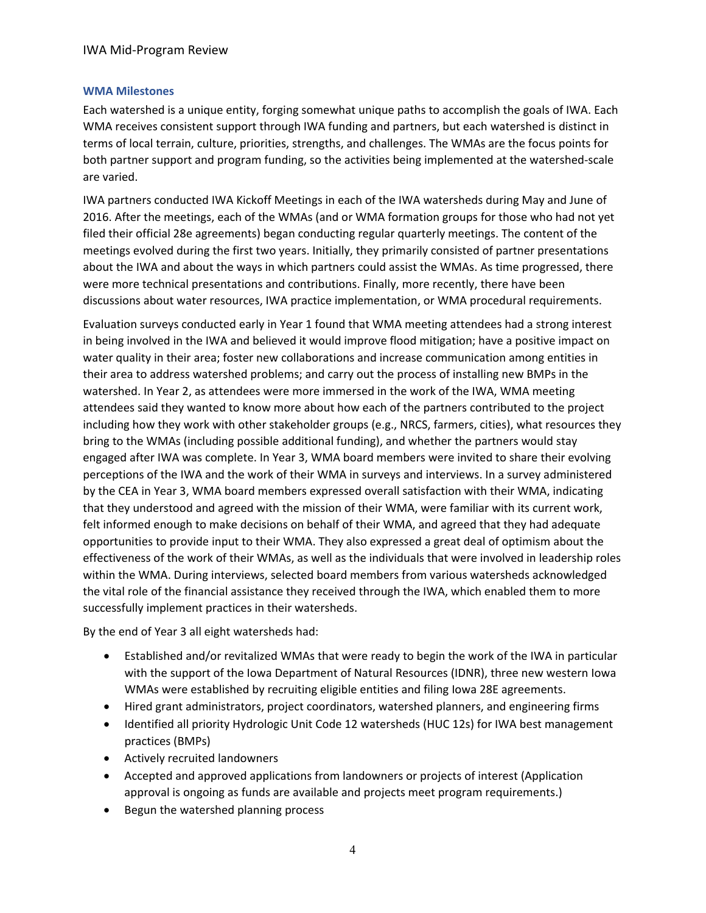### WMA Milestones

Each watershed is a unique entity, forging somewhat unique paths to accomplish the goals of IWA. Each WMA receives consistent support through IWA funding and partners, but each watershed is distinct in terms of local terrain, culture, priorities, strengths, and challenges. The WMAs are the focus points for both partner support and program funding, so the activities being implemented at the watershed-scale are varied.

IWA partners conducted IWA Kickoff Meetings in each of the IWA watersheds during May and June of 2016. After the meetings, each of the WMAs (and or WMA formation groups for those who had not yet filed their official 28e agreements) began conducting regular quarterly meetings. The content of the meetings evolved during the first two years. Initially, they primarily consisted of partner presentations about the IWA and about the ways in which partners could assist the WMAs. As time progressed, there were more technical presentations and contributions. Finally, more recently, there have been discussions about water resources, IWA practice implementation, or WMA procedural requirements.

Evaluation surveys conducted early in Year 1 found that WMA meeting attendees had a strong interest in being involved in the IWA and believed it would improve flood mitigation; have a positive impact on water quality in their area; foster new collaborations and increase communication among entities in their area to address watershed problems; and carry out the process of installing new BMPs in the watershed. In Year 2, as attendees were more immersed in the work of the IWA, WMA meeting attendees said they wanted to know more about how each of the partners contributed to the project including how they work with other stakeholder groups (e.g., NRCS, farmers, cities), what resources they bring to the WMAs (including possible additional funding), and whether the partners would stay engaged after IWA was complete. In Year 3, WMA board members were invited to share their evolving perceptions of the IWA and the work of their WMA in surveys and interviews. In a survey administered by the CEA in Year 3, WMA board members expressed overall satisfaction with their WMA, indicating that they understood and agreed with the mission of their WMA, were familiar with its current work, felt informed enough to make decisions on behalf of their WMA, and agreed that they had adequate opportunities to provide input to their WMA. They also expressed a great deal of optimism about the effectiveness of the work of their WMAs, as well as the individuals that were involved in leadership roles within the WMA. During interviews, selected board members from various watersheds acknowledged the vital role of the financial assistance they received through the IWA, which enabled them to more successfully implement practices in their watersheds.

By the end of Year 3 all eight watersheds had:

- Established and/or revitalized WMAs that were ready to begin the work of the IWA in particular with the support of the Iowa Department of Natural Resources (IDNR), three new western Iowa WMAs were established by recruiting eligible entities and filing Iowa 28E agreements.
- Hired grant administrators, project coordinators, watershed planners, and engineering firms
- Identified all priority Hydrologic Unit Code 12 watersheds (HUC 12s) for IWA best management practices (BMPs)
- Actively recruited landowners
- Accepted and approved applications from landowners or projects of interest (Application approval is ongoing as funds are available and projects meet program requirements.)
- Begun the watershed planning process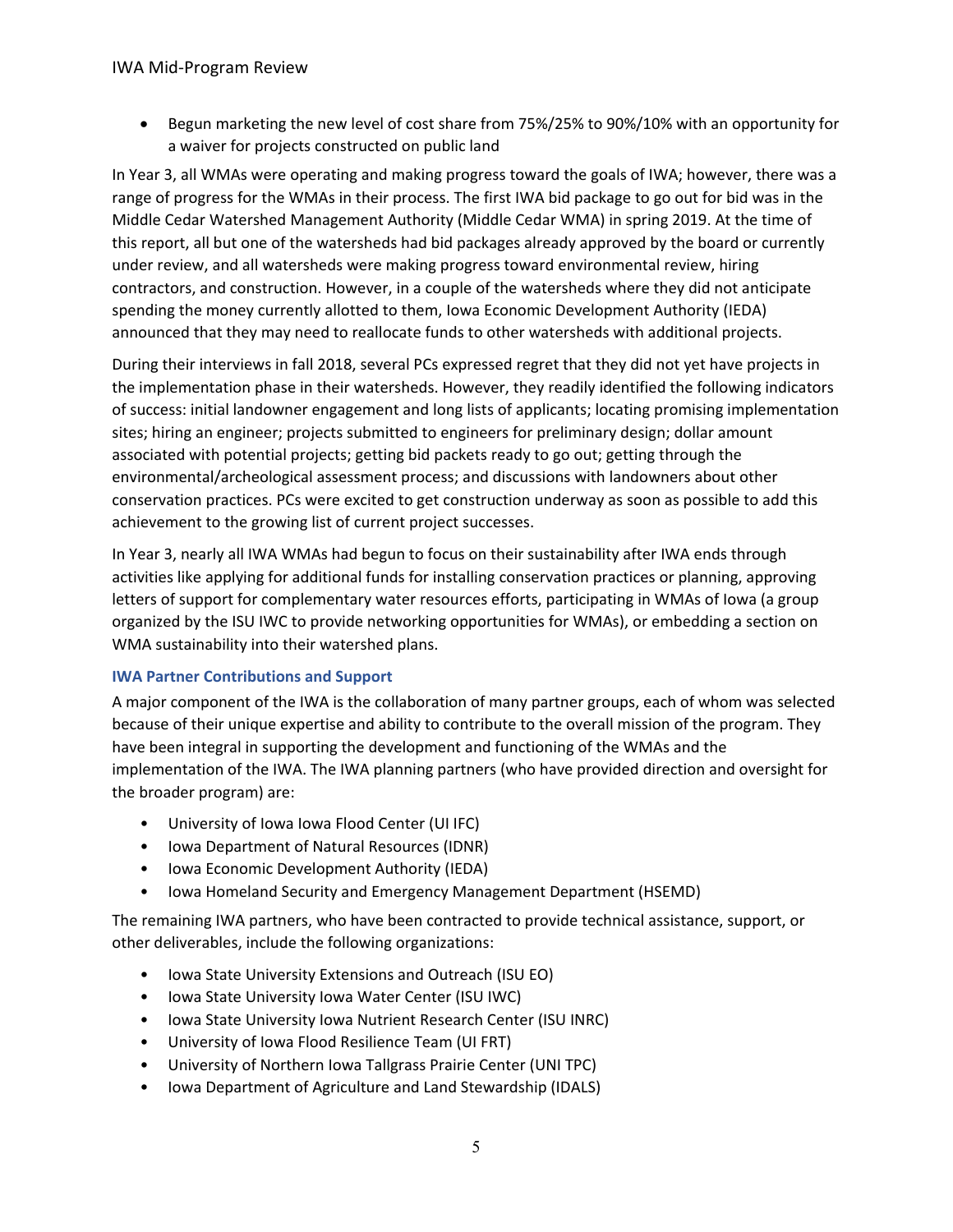- Begun marketing the new level of cost share from 75%/25% to 90%/10% with an opportunity for a waiver for projects constructed on public land

In Year 3, all WMAs were operating and making progress toward the goals of IWA; however, there was a range of progress for the WMAs in their process. The first IWA bid package to go out for bid was in the Middle Cedar Watershed Management Authority (Middle Cedar WMA) in spring 2019. At the time of this report, all but one of the watersheds had bid packages already approved by the board or currently under review, and all watersheds were making progress toward environmental review, hiring contractors, and construction. However, in a couple of the watersheds where they did not anticipate spending the money currently allotted to them, Iowa Economic Development Authority (IEDA) announced that they may need to reallocate funds to other watersheds with additional projects.

During their interviews in fall 2018, several PCs expressed regret that they did not yet have projects in the implementation phase in their watersheds. However, they readily identified the following indicators of success: initial landowner engagement and long lists of applicants; locating promising implementation sites; hiring an engineer; projects submitted to engineers for preliminary design; dollar amount associated with potential projects; getting bid packets ready to go out; getting through the environmental/archeological assessment process; and discussions with landowners about other conservation practices. PCs were excited to get construction underway as soon as possible to add this achievement to the growing list of current project successes.

In Year 3, nearly all IWA WMAs had begun to focus on their sustainability after IWA ends through activities like applying for additional funds for installing conservation practices or planning, approving letters of support for complementary water resources efforts, participating in WMAs of Iowa (a group organized by the ISU IWC to provide networking opportunities for WMAs), or embedding a section on WMA sustainability into their watershed plans.

### IWA Partner Contributions and Support

A major component of the IWA is the collaboration of many partner groups, each of whom was selected because of their unique expertise and ability to contribute to the overall mission of the program. They have been integral in supporting the development and functioning of the WMAs and the implementation of the IWA. The IWA planning partners (who have provided direction and oversight for the broader program) are:

- University of Iowa Iowa Flood Center (UI IFC)
- Iowa Department of Natural Resources (IDNR)
- Iowa Economic Development Authority (IEDA)
- Iowa Homeland Security and Emergency Management Department (HSEMD)

The remaining IWA partners, who have been contracted to provide technical assistance, support, or other deliverables, include the following organizations:

- Iowa State University Extensions and Outreach (ISU EO)
- Iowa State University Iowa Water Center (ISU IWC)
- Iowa State University Iowa Nutrient Research Center (ISU INRC)
- University of Iowa Flood Resilience Team (UI FRT)
- University of Northern Iowa Tallgrass Prairie Center (UNI TPC)
- Iowa Department of Agriculture and Land Stewardship (IDALS)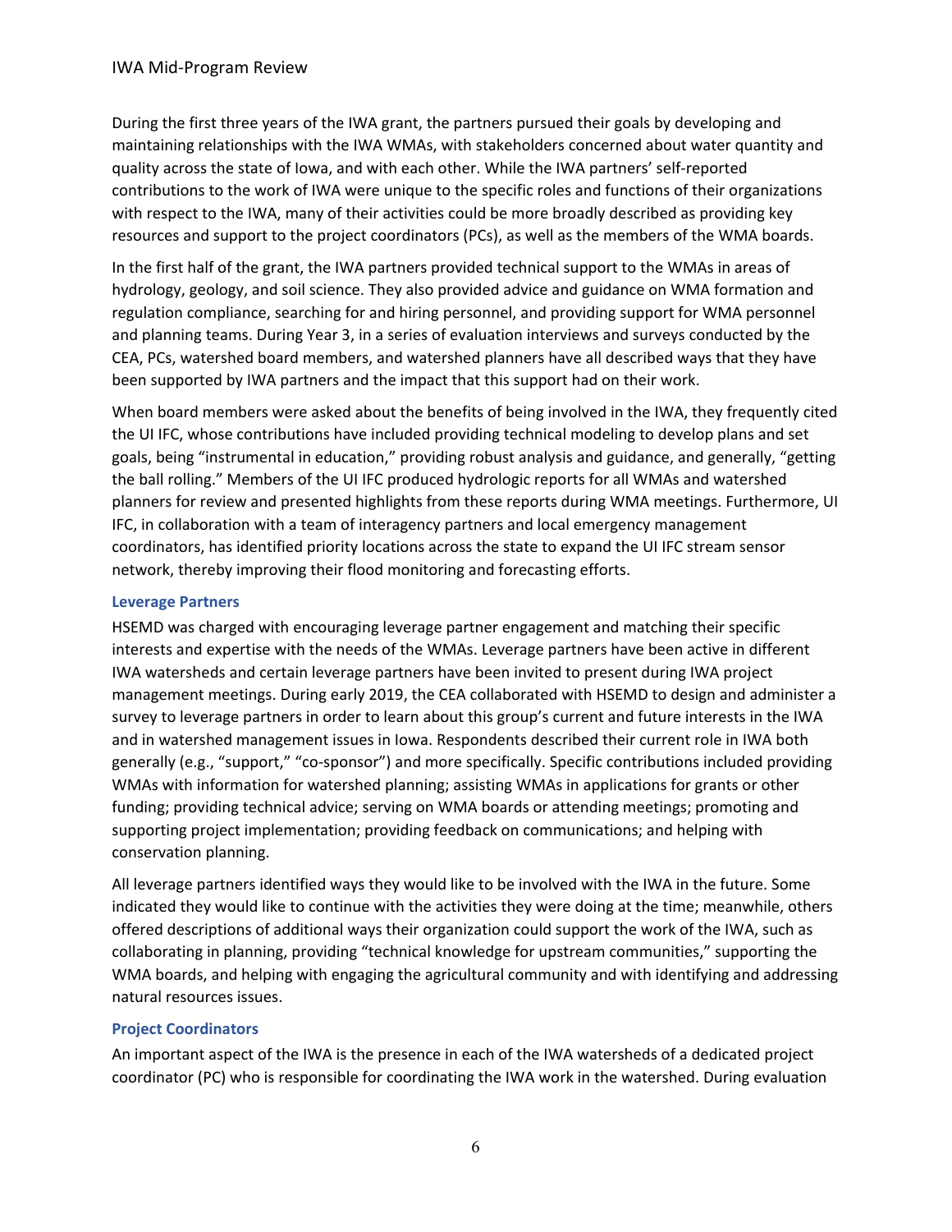During the first three years of the IWA grant, the partners pursued their goals by developing and maintaining relationships with the IWA WMAs, with stakeholders concerned about water quantity and quality across the state of Iowa, and with each other. While the IWA partners' self-reported contributions to the work of IWA were unique to the specific roles and functions of their organizations with respect to the IWA, many of their activities could be more broadly described as providing key resources and support to the project coordinators (PCs), as well as the members of the WMA boards.

In the first half of the grant, the IWA partners provided technical support to the WMAs in areas of hydrology, geology, and soil science. They also provided advice and guidance on WMA formation and regulation compliance, searching for and hiring personnel, and providing support for WMA personnel and planning teams. During Year 3, in a series of evaluation interviews and surveys conducted by the CEA, PCs, watershed board members, and watershed planners have all described ways that they have been supported by IWA partners and the impact that this support had on their work.

When board members were asked about the benefits of being involved in the IWA, they frequently cited the UI IFC, whose contributions have included providing technical modeling to develop plans and set goals, being "instrumental in education," providing robust analysis and guidance, and generally, "getting the ball rolling." Members of the UI IFC produced hydrologic reports for all WMAs and watershed planners for review and presented highlights from these reports during WMA meetings. Furthermore, UI IFC, in collaboration with a team of interagency partners and local emergency management coordinators, has identified priority locations across the state to expand the UI IFC stream sensor network, thereby improving their flood monitoring and forecasting efforts.

### Leverage Partners

HSEMD was charged with encouraging leverage partner engagement and matching their specific interests and expertise with the needs of the WMAs. Leverage partners have been active in different IWA watersheds and certain leverage partners have been invited to present during IWA project management meetings. During early 2019, the CEA collaborated with HSEMD to design and administer a survey to leverage partners in order to learn about this group's current and future interests in the IWA and in watershed management issues in Iowa. Respondents described their current role in IWA both generally (e.g., "support," "co-sponsor") and more specifically. Specific contributions included providing WMAs with information for watershed planning; assisting WMAs in applications for grants or other funding; providing technical advice; serving on WMA boards or attending meetings; promoting and supporting project implementation; providing feedback on communications; and helping with conservation planning.

All leverage partners identified ways they would like to be involved with the IWA in the future. Some indicated they would like to continue with the activities they were doing at the time; meanwhile, others offered descriptions of additional ways their organization could support the work of the IWA, such as collaborating in planning, providing "technical knowledge for upstream communities," supporting the WMA boards, and helping with engaging the agricultural community and with identifying and addressing natural resources issues.

### Project Coordinators

An important aspect of the IWA is the presence in each of the IWA watersheds of a dedicated project coordinator (PC) who is responsible for coordinating the IWA work in the watershed. During evaluation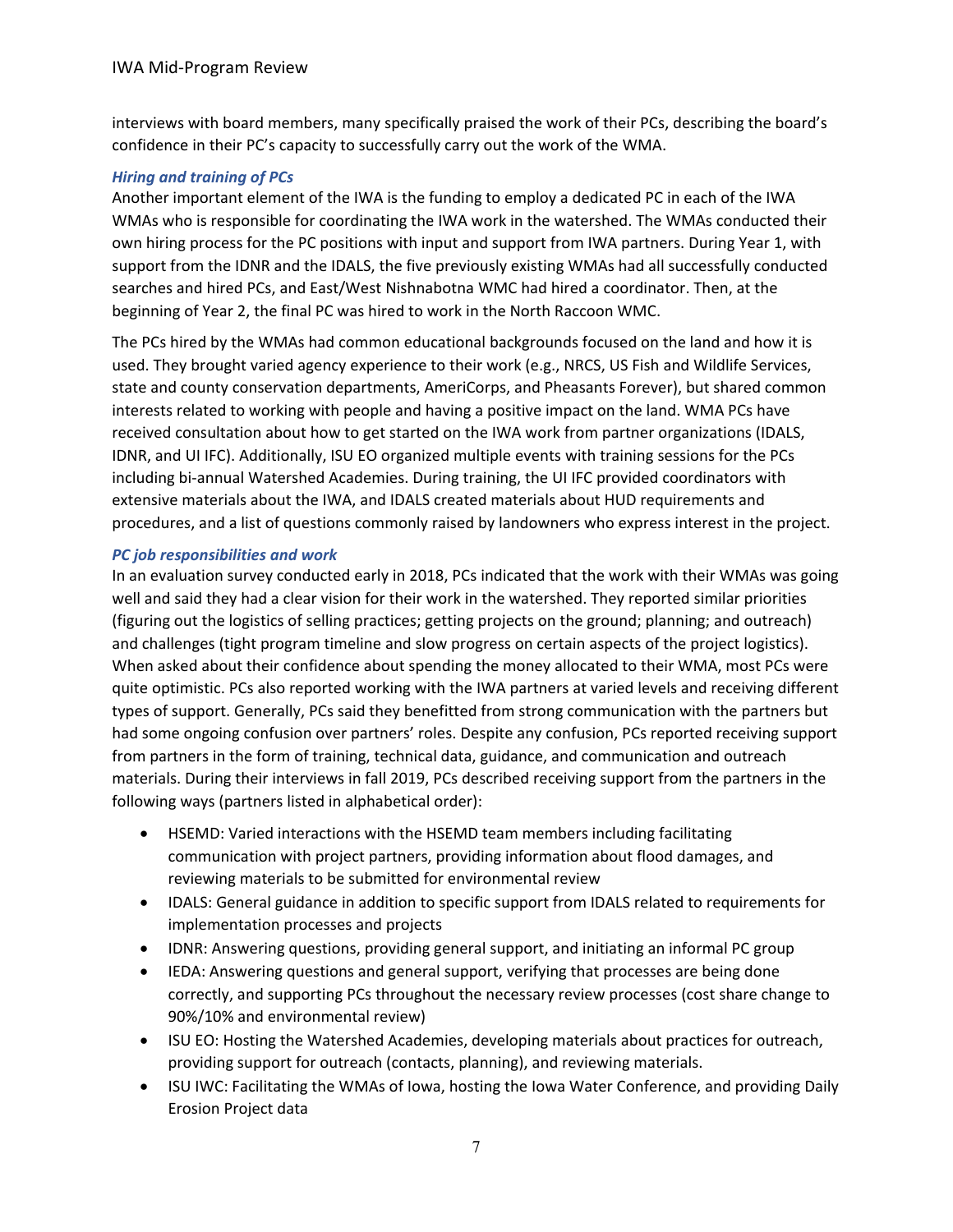interviews with board members, many specifically praised the work of their PCs, describing the board's confidence in their PC's capacity to successfully carry out the work of the WMA.

### *Hiring and training of PCs*

Another important element of the IWA is the funding to employ a dedicated PC in each of the IWA WMAs who is responsible for coordinating the IWA work in the watershed. The WMAs conducted their own hiring process for the PC positions with input and support from IWA partners. During Year 1, with support from the IDNR and the IDALS, the five previously existing WMAs had all successfully conducted searches and hired PCs, and East/West Nishnabotna WMC had hired a coordinator. Then, at the beginning of Year 2, the final PC was hired to work in the North Raccoon WMC.

The PCs hired by the WMAs had common educational backgrounds focused on the land and how it is used. They brought varied agency experience to their work (e.g., NRCS, US Fish and Wildlife Services, state and county conservation departments, AmeriCorps, and Pheasants Forever), but shared common interests related to working with people and having a positive impact on the land. WMA PCs have received consultation about how to get started on the IWA work from partner organizations (IDALS, IDNR, and UI IFC). Additionally, ISU EO organized multiple events with training sessions for the PCs including bi-annual Watershed Academies. During training, the UI IFC provided coordinators with extensive materials about the IWA, and IDALS created materials about HUD requirements and procedures, and a list of questions commonly raised by landowners who express interest in the project.

### *PC job responsibilities and work*

In an evaluation survey conducted early in 2018, PCs indicated that the work with their WMAs was going well and said they had a clear vision for their work in the watershed. They reported similar priorities (figuring out the logistics of selling practices; getting projects on the ground; planning; and outreach) and challenges (tight program timeline and slow progress on certain aspects of the project logistics). When asked about their confidence about spending the money allocated to their WMA, most PCs were quite optimistic. PCs also reported working with the IWA partners at varied levels and receiving different types of support. Generally, PCs said they benefitted from strong communication with the partners but had some ongoing confusion over partners' roles. Despite any confusion, PCs reported receiving support from partners in the form of training, technical data, guidance, and communication and outreach materials. During their interviews in fall 2019, PCs described receiving support from the partners in the following ways (partners listed in alphabetical order):

- HSEMD: Varied interactions with the HSEMD team members including facilitating communication with project partners, providing information about flood damages, and reviewing materials to be submitted for environmental review
- IDALS: General guidance in addition to specific support from IDALS related to requirements for implementation processes and projects
- IDNR: Answering questions, providing general support, and initiating an informal PC group
- IEDA: Answering questions and general support, verifying that processes are being done correctly, and supporting PCs throughout the necessary review processes (cost share change to 90%/10% and environmental review)
- ISU EO: Hosting the Watershed Academies, developing materials about practices for outreach, providing support for outreach (contacts, planning), and reviewing materials.
- ISU IWC: Facilitating the WMAs of Iowa, hosting the Iowa Water Conference, and providing Daily Erosion Project data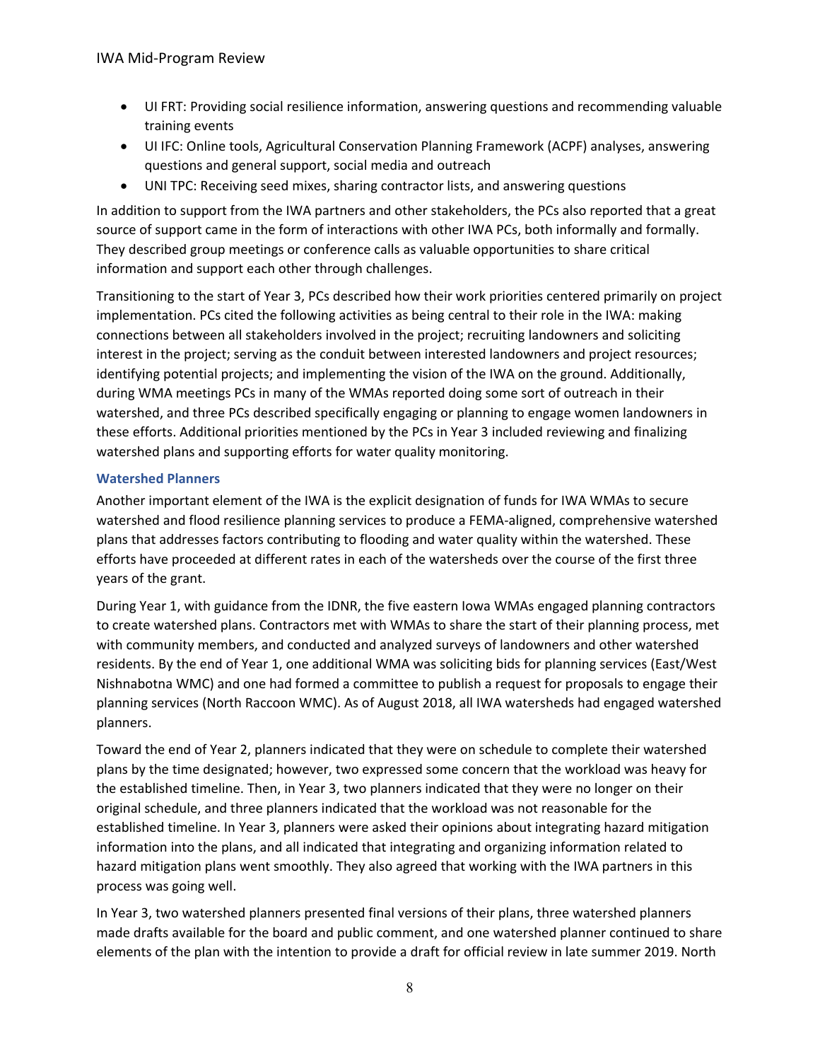- UI FRT: Providing social resilience information, answering questions and recommending valuable training events
- UI IFC: Online tools, Agricultural Conservation Planning Framework (ACPF) analyses, answering questions and general support, social media and outreach
- UNI TPC: Receiving seed mixes, sharing contractor lists, and answering questions

In addition to support from the IWA partners and other stakeholders, the PCs also reported that a great source of support came in the form of interactions with other IWA PCs, both informally and formally. They described group meetings or conference calls as valuable opportunities to share critical information and support each other through challenges.

Transitioning to the start of Year 3, PCs described how their work priorities centered primarily on project implementation. PCs cited the following activities as being central to their role in the IWA: making connections between all stakeholders involved in the project; recruiting landowners and soliciting interest in the project; serving as the conduit between interested landowners and project resources; identifying potential projects; and implementing the vision of the IWA on the ground. Additionally, during WMA meetings PCs in many of the WMAs reported doing some sort of outreach in their watershed, and three PCs described specifically engaging or planning to engage women landowners in these efforts. Additional priorities mentioned by the PCs in Year 3 included reviewing and finalizing watershed plans and supporting efforts for water quality monitoring.

### Watershed Planners

Another important element of the IWA is the explicit designation of funds for IWA WMAs to secure watershed and flood resilience planning services to produce a FEMA-aligned, comprehensive watershed plans that addresses factors contributing to flooding and water quality within the watershed. These efforts have proceeded at different rates in each of the watersheds over the course of the first three years of the grant.

During Year 1, with guidance from the IDNR, the five eastern Iowa WMAs engaged planning contractors to create watershed plans. Contractors met with WMAs to share the start of their planning process, met with community members, and conducted and analyzed surveys of landowners and other watershed residents. By the end of Year 1, one additional WMA was soliciting bids for planning services (East/West Nishnabotna WMC) and one had formed a committee to publish a request for proposals to engage their planning services (North Raccoon WMC). As of August 2018, all IWA watersheds had engaged watershed planners.

Toward the end of Year 2, planners indicated that they were on schedule to complete their watershed plans by the time designated; however, two expressed some concern that the workload was heavy for the established timeline. Then, in Year 3, two planners indicated that they were no longer on their original schedule, and three planners indicated that the workload was not reasonable for the established timeline. In Year 3, planners were asked their opinions about integrating hazard mitigation information into the plans, and all indicated that integrating and organizing information related to hazard mitigation plans went smoothly. They also agreed that working with the IWA partners in this process was going well.

In Year 3, two watershed planners presented final versions of their plans, three watershed planners made drafts available for the board and public comment, and one watershed planner continued to share elements of the plan with the intention to provide a draft for official review in late summer 2019. North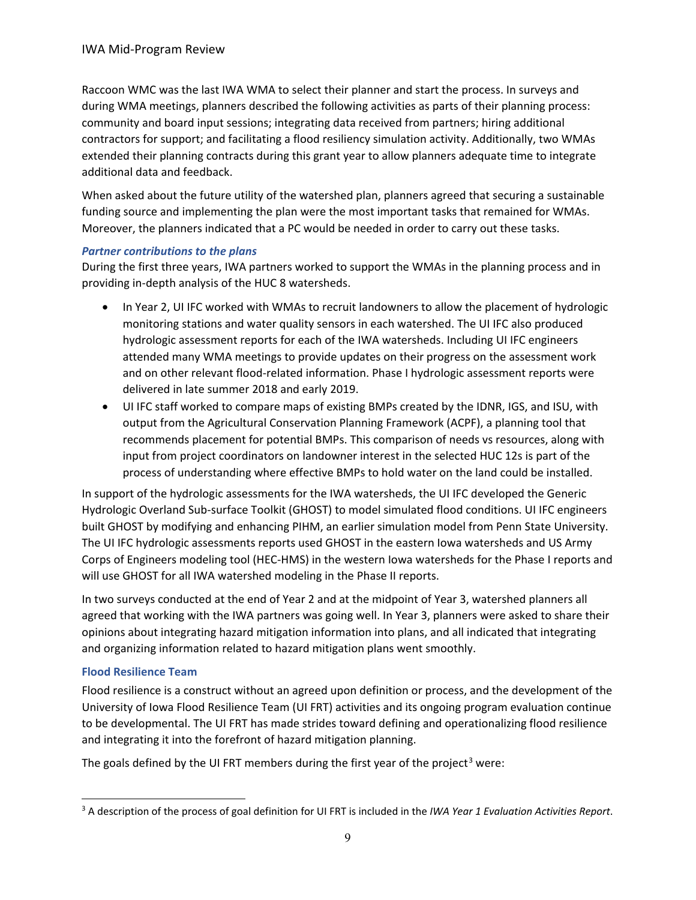Raccoon WMC was the last IWA WMA to select their planner and start the process. In surveys and during WMA meetings, planners described the following activities as parts of their planning process: community and board input sessions; integrating data received from partners; hiring additional contractors for support; and facilitating a flood resiliency simulation activity. Additionally, two WMAs extended their planning contracts during this grant year to allow planners adequate time to integrate additional data and feedback.

When asked about the future utility of the watershed plan, planners agreed that securing a sustainable funding source and implementing the plan were the most important tasks that remained for WMAs. Moreover, the planners indicated that a PC would be needed in order to carry out these tasks.

#### *Partner contributions to the plans*

During the first three years, IWA partners worked to support the WMAs in the planning process and in providing in-depth analysis of the HUC 8 watersheds.

- In Year 2, UI IFC worked with WMAs to recruit landowners to allow the placement of hydrologic monitoring stations and water quality sensors in each watershed. The UI IFC also produced hydrologic assessment reports for each of the IWA watersheds. Including UI IFC engineers attended many WMA meetings to provide updates on their progress on the assessment work and on other relevant flood-related information. Phase I hydrologic assessment reports were delivered in late summer 2018 and early 2019.
- UI IFC staff worked to compare maps of existing BMPs created by the IDNR, IGS, and ISU, with output from the Agricultural Conservation Planning Framework (ACPF), a planning tool that recommends placement for potential BMPs. This comparison of needs vs resources, along with input from project coordinators on landowner interest in the selected HUC 12s is part of the process of understanding where effective BMPs to hold water on the land could be installed.

In support of the hydrologic assessments for the IWA watersheds, the UI IFC developed the Generic Hydrologic Overland Sub-surface Toolkit (GHOST) to model simulated flood conditions. UI IFC engineers built GHOST by modifying and enhancing PIHM, an earlier simulation model from Penn State University. The UI IFC hydrologic assessments reports used GHOST in the eastern Iowa watersheds and US Army Corps of Engineers modeling tool (HEC-HMS) in the western Iowa watersheds for the Phase I reports and will use GHOST for all IWA watershed modeling in the Phase II reports.

In two surveys conducted at the end of Year 2 and at the midpoint of Year 3, watershed planners all agreed that working with the IWA partners was going well. In Year 3, planners were asked to share their opinions about integrating hazard mitigation information into plans, and all indicated that integrating and organizing information related to hazard mitigation plans went smoothly.

### Flood Resilience Team

Flood resilience is a construct without an agreed upon definition or process, and the development of the University of Iowa Flood Resilience Team (UI FRT) activities and its ongoing program evaluation continue to be developmental. The UI FRT has made strides toward defining and operationalizing flood resilience and integrating it into the forefront of hazard mitigation planning.

The goals defined by the UI FRT members during the first year of the project[3] were:

[3] A description of the process of goal definition for UI FRT is included in the *IWA Year 1 Evaluation Activities Report*.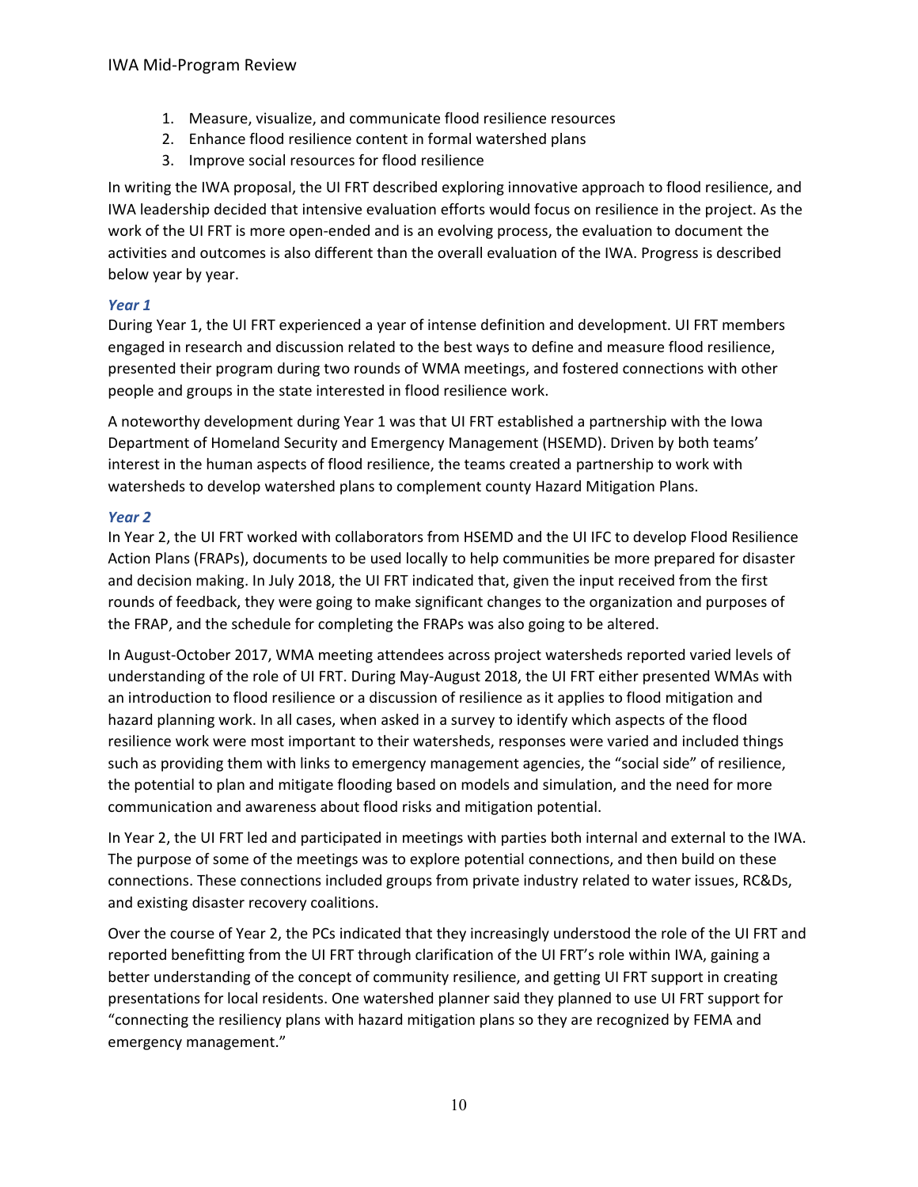1. Measure, visualize, and communicate flood resilience resources
2. Enhance flood resilience content in formal watershed plans
3. Improve social resources for flood resilience

In writing the IWA proposal, the UI FRT described exploring innovative approach to flood resilience, and IWA leadership decided that intensive evaluation efforts would focus on resilience in the project. As the work of the UI FRT is more open-ended and is an evolving process, the evaluation to document the activities and outcomes is also different than the overall evaluation of the IWA. Progress is described below year by year.

### *Year 1*

During Year 1, the UI FRT experienced a year of intense definition and development. UI FRT members engaged in research and discussion related to the best ways to define and measure flood resilience, presented their program during two rounds of WMA meetings, and fostered connections with other people and groups in the state interested in flood resilience work.

A noteworthy development during Year 1 was that UI FRT established a partnership with the Iowa Department of Homeland Security and Emergency Management (HSEMD). Driven by both teams' interest in the human aspects of flood resilience, the teams created a partnership to work with watersheds to develop watershed plans to complement county Hazard Mitigation Plans.

### *Year 2*

In Year 2, the UI FRT worked with collaborators from HSEMD and the UI IFC to develop Flood Resilience Action Plans (FRAPs), documents to be used locally to help communities be more prepared for disaster and decision making. In July 2018, the UI FRT indicated that, given the input received from the first rounds of feedback, they were going to make significant changes to the organization and purposes of the FRAP, and the schedule for completing the FRAPs was also going to be altered.

In August-October 2017, WMA meeting attendees across project watersheds reported varied levels of understanding of the role of UI FRT. During May-August 2018, the UI FRT either presented WMAs with an introduction to flood resilience or a discussion of resilience as it applies to flood mitigation and hazard planning work. In all cases, when asked in a survey to identify which aspects of the flood resilience work were most important to their watersheds, responses were varied and included things such as providing them with links to emergency management agencies, the "social side" of resilience, the potential to plan and mitigate flooding based on models and simulation, and the need for more communication and awareness about flood risks and mitigation potential.

In Year 2, the UI FRT led and participated in meetings with parties both internal and external to the IWA. The purpose of some of the meetings was to explore potential connections, and then build on these connections. These connections included groups from private industry related to water issues, RC&Ds, and existing disaster recovery coalitions.

Over the course of Year 2, the PCs indicated that they increasingly understood the role of the UI FRT and reported benefitting from the UI FRT through clarification of the UI FRT's role within IWA, gaining a better understanding of the concept of community resilience, and getting UI FRT support in creating presentations for local residents. One watershed planner said they planned to use UI FRT support for "connecting the resiliency plans with hazard mitigation plans so they are recognized by FEMA and emergency management."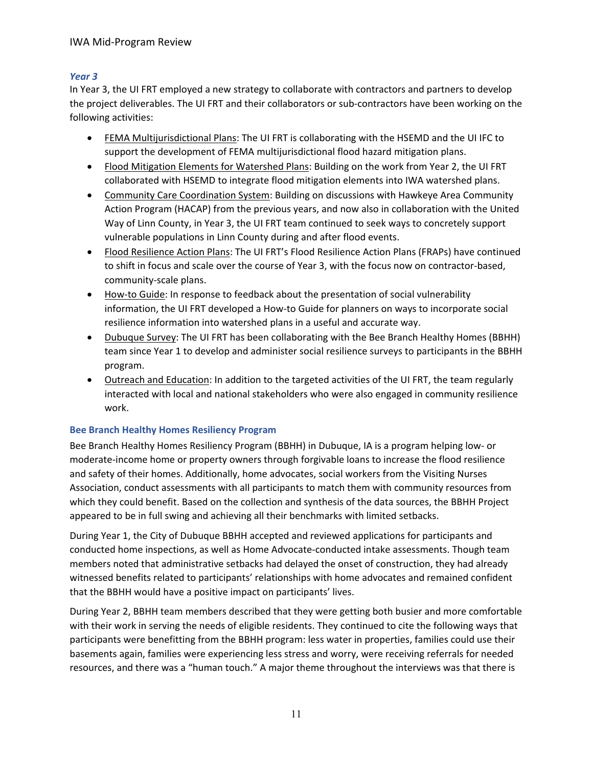*Year 3*

In Year 3, the UI FRT employed a new strategy to collaborate with contractors and partners to develop the project deliverables. The UI FRT and their collaborators or sub-contractors have been working on the following activities:

- FEMA Multijurisdictional Plans: The UI FRT is collaborating with the HSEMD and the UI IFC to support the development of FEMA multijurisdictional flood hazard mitigation plans.
- Flood Mitigation Elements for Watershed Plans: Building on the work from Year 2, the UI FRT collaborated with HSEMD to integrate flood mitigation elements into IWA watershed plans.
- Community Care Coordination System: Building on discussions with Hawkeye Area Community Action Program (HACAP) from the previous years, and now also in collaboration with the United Way of Linn County, in Year 3, the UI FRT team continued to seek ways to concretely support vulnerable populations in Linn County during and after flood events.
- Flood Resilience Action Plans: The UI FRT's Flood Resilience Action Plans (FRAPs) have continued to shift in focus and scale over the course of Year 3, with the focus now on contractor-based, community-scale plans.
- How-to Guide: In response to feedback about the presentation of social vulnerability information, the UI FRT developed a How-to Guide for planners on ways to incorporate social resilience information into watershed plans in a useful and accurate way.
- Dubuque Survey: The UI FRT has been collaborating with the Bee Branch Healthy Homes (BBHH) team since Year 1 to develop and administer social resilience surveys to participants in the BBHH program.
- Outreach and Education: In addition to the targeted activities of the UI FRT, the team regularly interacted with local and national stakeholders who were also engaged in community resilience work.

### Bee Branch Healthy Homes Resiliency Program

Bee Branch Healthy Homes Resiliency Program (BBHH) in Dubuque, IA is a program helping low- or moderate-income home or property owners through forgivable loans to increase the flood resilience and safety of their homes. Additionally, home advocates, social workers from the Visiting Nurses Association, conduct assessments with all participants to match them with community resources from which they could benefit. Based on the collection and synthesis of the data sources, the BBHH Project appeared to be in full swing and achieving all their benchmarks with limited setbacks.

During Year 1, the City of Dubuque BBHH accepted and reviewed applications for participants and conducted home inspections, as well as Home Advocate-conducted intake assessments. Though team members noted that administrative setbacks had delayed the onset of construction, they had already witnessed benefits related to participants' relationships with home advocates and remained confident that the BBHH would have a positive impact on participants' lives.

During Year 2, BBHH team members described that they were getting both busier and more comfortable with their work in serving the needs of eligible residents. They continued to cite the following ways that participants were benefitting from the BBHH program: less water in properties, families could use their basements again, families were experiencing less stress and worry, were receiving referrals for needed resources, and there was a "human touch." A major theme throughout the interviews was that there is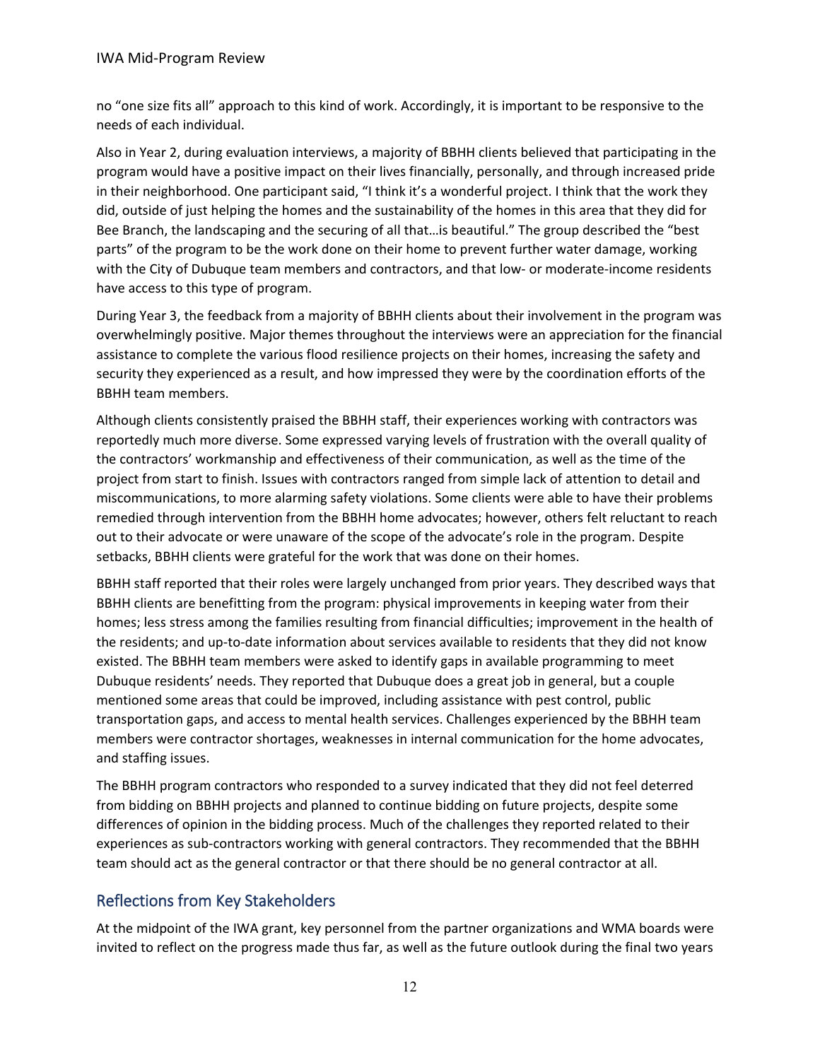no "one size fits all" approach to this kind of work. Accordingly, it is important to be responsive to the needs of each individual.

Also in Year 2, during evaluation interviews, a majority of BBHH clients believed that participating in the program would have a positive impact on their lives financially, personally, and through increased pride in their neighborhood. One participant said, "I think it's a wonderful project. I think that the work they did, outside of just helping the homes and the sustainability of the homes in this area that they did for Bee Branch, the landscaping and the securing of all that…is beautiful." The group described the "best parts" of the program to be the work done on their home to prevent further water damage, working with the City of Dubuque team members and contractors, and that low- or moderate-income residents have access to this type of program.

During Year 3, the feedback from a majority of BBHH clients about their involvement in the program was overwhelmingly positive. Major themes throughout the interviews were an appreciation for the financial assistance to complete the various flood resilience projects on their homes, increasing the safety and security they experienced as a result, and how impressed they were by the coordination efforts of the BBHH team members.

Although clients consistently praised the BBHH staff, their experiences working with contractors was reportedly much more diverse. Some expressed varying levels of frustration with the overall quality of the contractors' workmanship and effectiveness of their communication, as well as the time of the project from start to finish. Issues with contractors ranged from simple lack of attention to detail and miscommunications, to more alarming safety violations. Some clients were able to have their problems remedied through intervention from the BBHH home advocates; however, others felt reluctant to reach out to their advocate or were unaware of the scope of the advocate's role in the program. Despite setbacks, BBHH clients were grateful for the work that was done on their homes.

BBHH staff reported that their roles were largely unchanged from prior years. They described ways that BBHH clients are benefitting from the program: physical improvements in keeping water from their homes; less stress among the families resulting from financial difficulties; improvement in the health of the residents; and up-to-date information about services available to residents that they did not know existed. The BBHH team members were asked to identify gaps in available programming to meet Dubuque residents' needs. They reported that Dubuque does a great job in general, but a couple mentioned some areas that could be improved, including assistance with pest control, public transportation gaps, and access to mental health services. Challenges experienced by the BBHH team members were contractor shortages, weaknesses in internal communication for the home advocates, and staffing issues.

The BBHH program contractors who responded to a survey indicated that they did not feel deterred from bidding on BBHH projects and planned to continue bidding on future projects, despite some differences of opinion in the bidding process. Much of the challenges they reported related to their experiences as sub-contractors working with general contractors. They recommended that the BBHH team should act as the general contractor or that there should be no general contractor at all.

## Reflections from Key Stakeholders

At the midpoint of the IWA grant, key personnel from the partner organizations and WMA boards were invited to reflect on the progress made thus far, as well as the future outlook during the final two years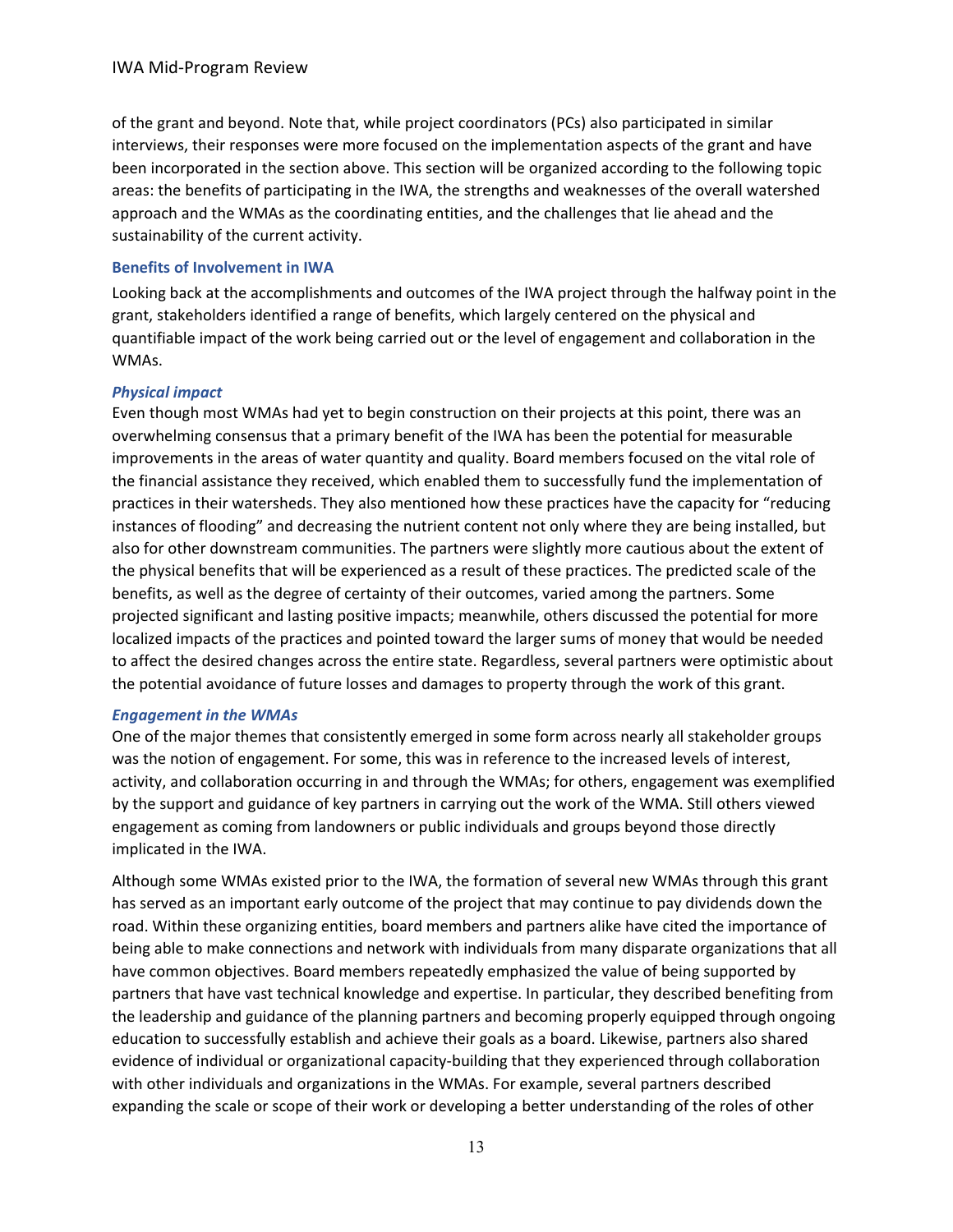of the grant and beyond. Note that, while project coordinators (PCs) also participated in similar interviews, their responses were more focused on the implementation aspects of the grant and have been incorporated in the section above. This section will be organized according to the following topic areas: the benefits of participating in the IWA, the strengths and weaknesses of the overall watershed approach and the WMAs as the coordinating entities, and the challenges that lie ahead and the sustainability of the current activity.

### Benefits of Involvement in IWA

Looking back at the accomplishments and outcomes of the IWA project through the halfway point in the grant, stakeholders identified a range of benefits, which largely centered on the physical and quantifiable impact of the work being carried out or the level of engagement and collaboration in the WMAs.

#### *Physical impact*

Even though most WMAs had yet to begin construction on their projects at this point, there was an overwhelming consensus that a primary benefit of the IWA has been the potential for measurable improvements in the areas of water quantity and quality. Board members focused on the vital role of the financial assistance they received, which enabled them to successfully fund the implementation of practices in their watersheds. They also mentioned how these practices have the capacity for "reducing instances of flooding" and decreasing the nutrient content not only where they are being installed, but also for other downstream communities. The partners were slightly more cautious about the extent of the physical benefits that will be experienced as a result of these practices. The predicted scale of the benefits, as well as the degree of certainty of their outcomes, varied among the partners. Some projected significant and lasting positive impacts; meanwhile, others discussed the potential for more localized impacts of the practices and pointed toward the larger sums of money that would be needed to affect the desired changes across the entire state. Regardless, several partners were optimistic about the potential avoidance of future losses and damages to property through the work of this grant.

#### *Engagement in the WMAs*

One of the major themes that consistently emerged in some form across nearly all stakeholder groups was the notion of engagement. For some, this was in reference to the increased levels of interest, activity, and collaboration occurring in and through the WMAs; for others, engagement was exemplified by the support and guidance of key partners in carrying out the work of the WMA. Still others viewed engagement as coming from landowners or public individuals and groups beyond those directly implicated in the IWA.

Although some WMAs existed prior to the IWA, the formation of several new WMAs through this grant has served as an important early outcome of the project that may continue to pay dividends down the road. Within these organizing entities, board members and partners alike have cited the importance of being able to make connections and network with individuals from many disparate organizations that all have common objectives. Board members repeatedly emphasized the value of being supported by partners that have vast technical knowledge and expertise. In particular, they described benefiting from the leadership and guidance of the planning partners and becoming properly equipped through ongoing education to successfully establish and achieve their goals as a board. Likewise, partners also shared evidence of individual or organizational capacity-building that they experienced through collaboration with other individuals and organizations in the WMAs. For example, several partners described expanding the scale or scope of their work or developing a better understanding of the roles of other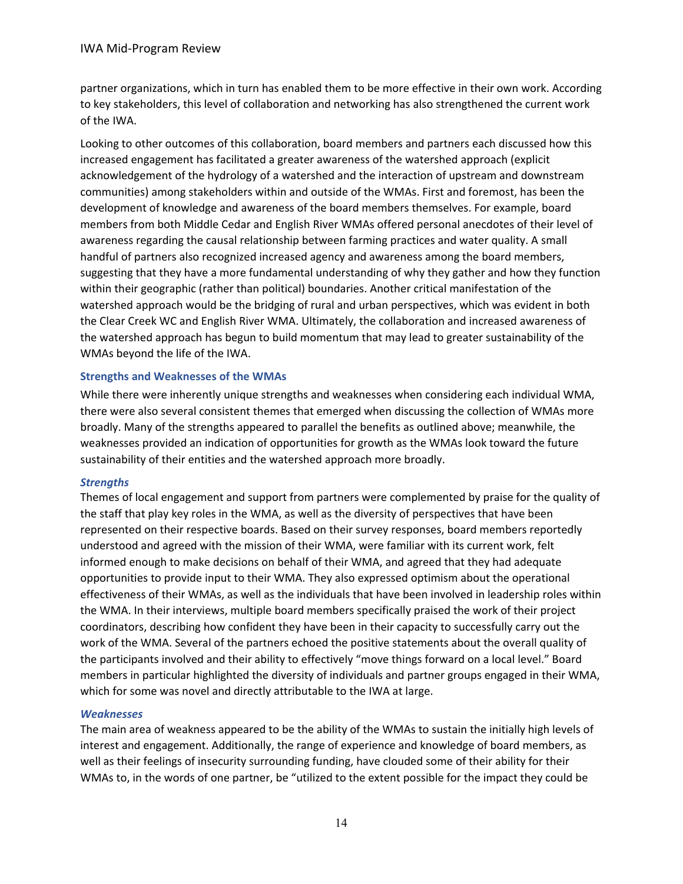partner organizations, which in turn has enabled them to be more effective in their own work. According to key stakeholders, this level of collaboration and networking has also strengthened the current work of the IWA.

Looking to other outcomes of this collaboration, board members and partners each discussed how this increased engagement has facilitated a greater awareness of the watershed approach (explicit acknowledgement of the hydrology of a watershed and the interaction of upstream and downstream communities) among stakeholders within and outside of the WMAs. First and foremost, has been the development of knowledge and awareness of the board members themselves. For example, board members from both Middle Cedar and English River WMAs offered personal anecdotes of their level of awareness regarding the causal relationship between farming practices and water quality. A small handful of partners also recognized increased agency and awareness among the board members, suggesting that they have a more fundamental understanding of why they gather and how they function within their geographic (rather than political) boundaries. Another critical manifestation of the watershed approach would be the bridging of rural and urban perspectives, which was evident in both the Clear Creek WC and English River WMA. Ultimately, the collaboration and increased awareness of the watershed approach has begun to build momentum that may lead to greater sustainability of the WMAs beyond the life of the IWA.

### Strengths and Weaknesses of the WMAs

While there were inherently unique strengths and weaknesses when considering each individual WMA, there were also several consistent themes that emerged when discussing the collection of WMAs more broadly. Many of the strengths appeared to parallel the benefits as outlined above; meanwhile, the weaknesses provided an indication of opportunities for growth as the WMAs look toward the future sustainability of their entities and the watershed approach more broadly.

#### *Strengths*

Themes of local engagement and support from partners were complemented by praise for the quality of the staff that play key roles in the WMA, as well as the diversity of perspectives that have been represented on their respective boards. Based on their survey responses, board members reportedly understood and agreed with the mission of their WMA, were familiar with its current work, felt informed enough to make decisions on behalf of their WMA, and agreed that they had adequate opportunities to provide input to their WMA. They also expressed optimism about the operational effectiveness of their WMAs, as well as the individuals that have been involved in leadership roles within the WMA. In their interviews, multiple board members specifically praised the work of their project coordinators, describing how confident they have been in their capacity to successfully carry out the work of the WMA. Several of the partners echoed the positive statements about the overall quality of the participants involved and their ability to effectively "move things forward on a local level." Board members in particular highlighted the diversity of individuals and partner groups engaged in their WMA, which for some was novel and directly attributable to the IWA at large.

#### *Weaknesses*

The main area of weakness appeared to be the ability of the WMAs to sustain the initially high levels of interest and engagement. Additionally, the range of experience and knowledge of board members, as well as their feelings of insecurity surrounding funding, have clouded some of their ability for their WMAs to, in the words of one partner, be "utilized to the extent possible for the impact they could be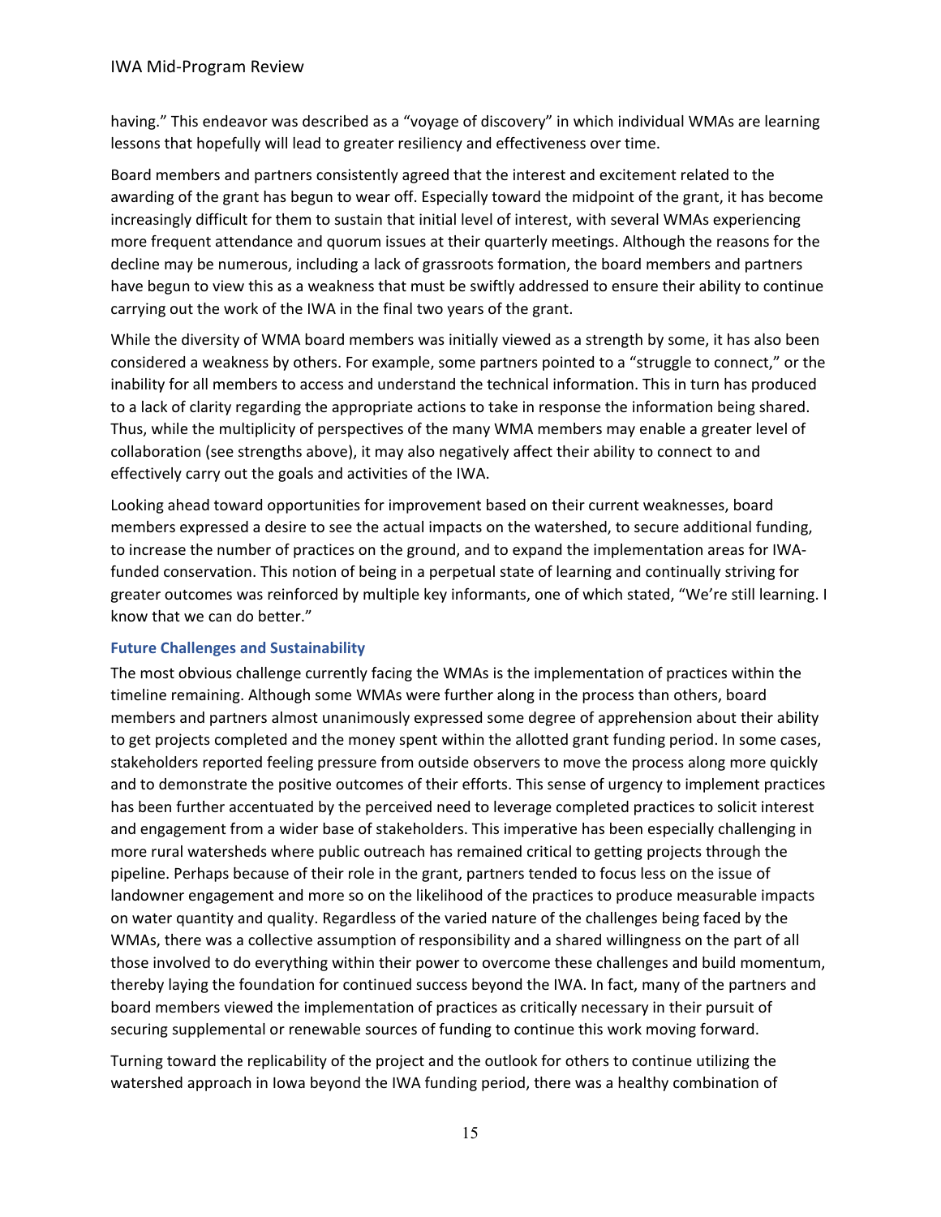having." This endeavor was described as a "voyage of discovery" in which individual WMAs are learning lessons that hopefully will lead to greater resiliency and effectiveness over time.

Board members and partners consistently agreed that the interest and excitement related to the awarding of the grant has begun to wear off. Especially toward the midpoint of the grant, it has become increasingly difficult for them to sustain that initial level of interest, with several WMAs experiencing more frequent attendance and quorum issues at their quarterly meetings. Although the reasons for the decline may be numerous, including a lack of grassroots formation, the board members and partners have begun to view this as a weakness that must be swiftly addressed to ensure their ability to continue carrying out the work of the IWA in the final two years of the grant.

While the diversity of WMA board members was initially viewed as a strength by some, it has also been considered a weakness by others. For example, some partners pointed to a "struggle to connect," or the inability for all members to access and understand the technical information. This in turn has produced to a lack of clarity regarding the appropriate actions to take in response the information being shared. Thus, while the multiplicity of perspectives of the many WMA members may enable a greater level of collaboration (see strengths above), it may also negatively affect their ability to connect to and effectively carry out the goals and activities of the IWA.

Looking ahead toward opportunities for improvement based on their current weaknesses, board members expressed a desire to see the actual impacts on the watershed, to secure additional funding, to increase the number of practices on the ground, and to expand the implementation areas for IWA-funded conservation. This notion of being in a perpetual state of learning and continually striving for greater outcomes was reinforced by multiple key informants, one of which stated, "We're still learning. I know that we can do better."

### Future Challenges and Sustainability

The most obvious challenge currently facing the WMAs is the implementation of practices within the timeline remaining. Although some WMAs were further along in the process than others, board members and partners almost unanimously expressed some degree of apprehension about their ability to get projects completed and the money spent within the allotted grant funding period. In some cases, stakeholders reported feeling pressure from outside observers to move the process along more quickly and to demonstrate the positive outcomes of their efforts. This sense of urgency to implement practices has been further accentuated by the perceived need to leverage completed practices to solicit interest and engagement from a wider base of stakeholders. This imperative has been especially challenging in more rural watersheds where public outreach has remained critical to getting projects through the pipeline. Perhaps because of their role in the grant, partners tended to focus less on the issue of landowner engagement and more so on the likelihood of the practices to produce measurable impacts on water quantity and quality. Regardless of the varied nature of the challenges being faced by the WMAs, there was a collective assumption of responsibility and a shared willingness on the part of all those involved to do everything within their power to overcome these challenges and build momentum, thereby laying the foundation for continued success beyond the IWA. In fact, many of the partners and board members viewed the implementation of practices as critically necessary in their pursuit of securing supplemental or renewable sources of funding to continue this work moving forward.

Turning toward the replicability of the project and the outlook for others to continue utilizing the watershed approach in Iowa beyond the IWA funding period, there was a healthy combination of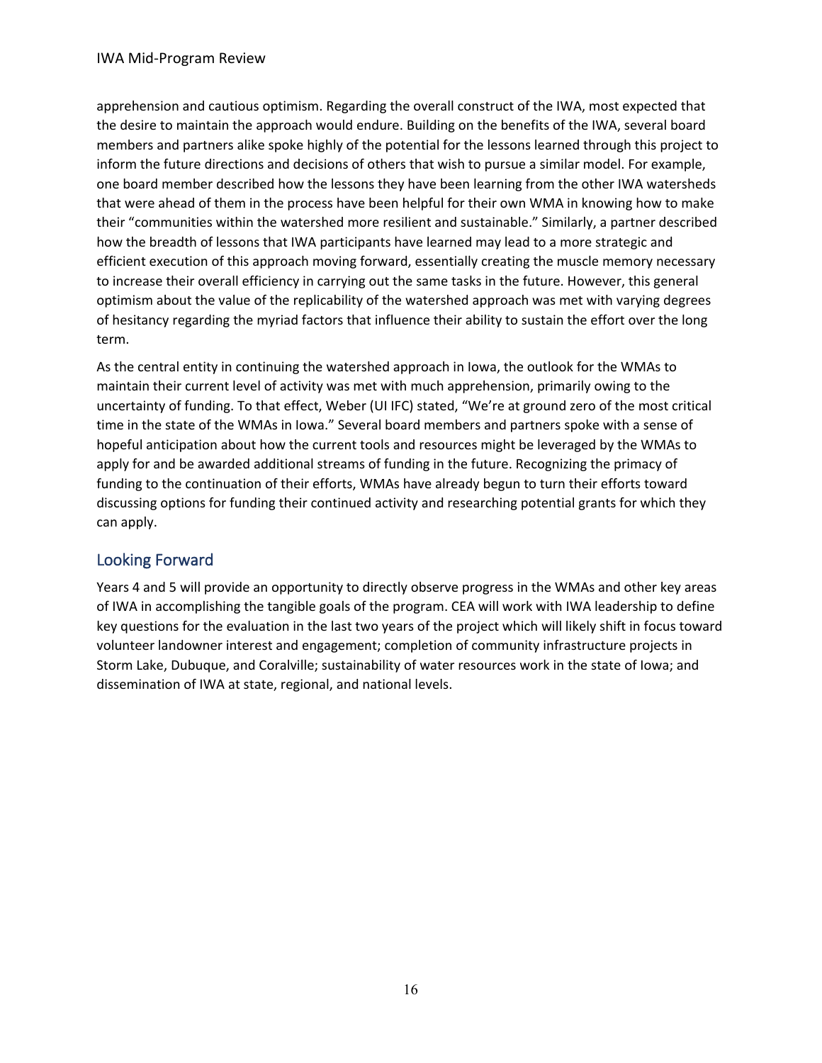apprehension and cautious optimism. Regarding the overall construct of the IWA, most expected that the desire to maintain the approach would endure. Building on the benefits of the IWA, several board members and partners alike spoke highly of the potential for the lessons learned through this project to inform the future directions and decisions of others that wish to pursue a similar model. For example, one board member described how the lessons they have been learning from the other IWA watersheds that were ahead of them in the process have been helpful for their own WMA in knowing how to make their "communities within the watershed more resilient and sustainable." Similarly, a partner described how the breadth of lessons that IWA participants have learned may lead to a more strategic and efficient execution of this approach moving forward, essentially creating the muscle memory necessary to increase their overall efficiency in carrying out the same tasks in the future. However, this general optimism about the value of the replicability of the watershed approach was met with varying degrees of hesitancy regarding the myriad factors that influence their ability to sustain the effort over the long term.

As the central entity in continuing the watershed approach in Iowa, the outlook for the WMAs to maintain their current level of activity was met with much apprehension, primarily owing to the uncertainty of funding. To that effect, Weber (UI IFC) stated, "We're at ground zero of the most critical time in the state of the WMAs in Iowa." Several board members and partners spoke with a sense of hopeful anticipation about how the current tools and resources might be leveraged by the WMAs to apply for and be awarded additional streams of funding in the future. Recognizing the primacy of funding to the continuation of their efforts, WMAs have already begun to turn their efforts toward discussing options for funding their continued activity and researching potential grants for which they can apply.

## Looking Forward

Years 4 and 5 will provide an opportunity to directly observe progress in the WMAs and other key areas of IWA in accomplishing the tangible goals of the program. CEA will work with IWA leadership to define key questions for the evaluation in the last two years of the project which will likely shift in focus toward volunteer landowner interest and engagement; completion of community infrastructure projects in Storm Lake, Dubuque, and Coralville; sustainability of water resources work in the state of Iowa; and dissemination of IWA at state, regional, and national levels.